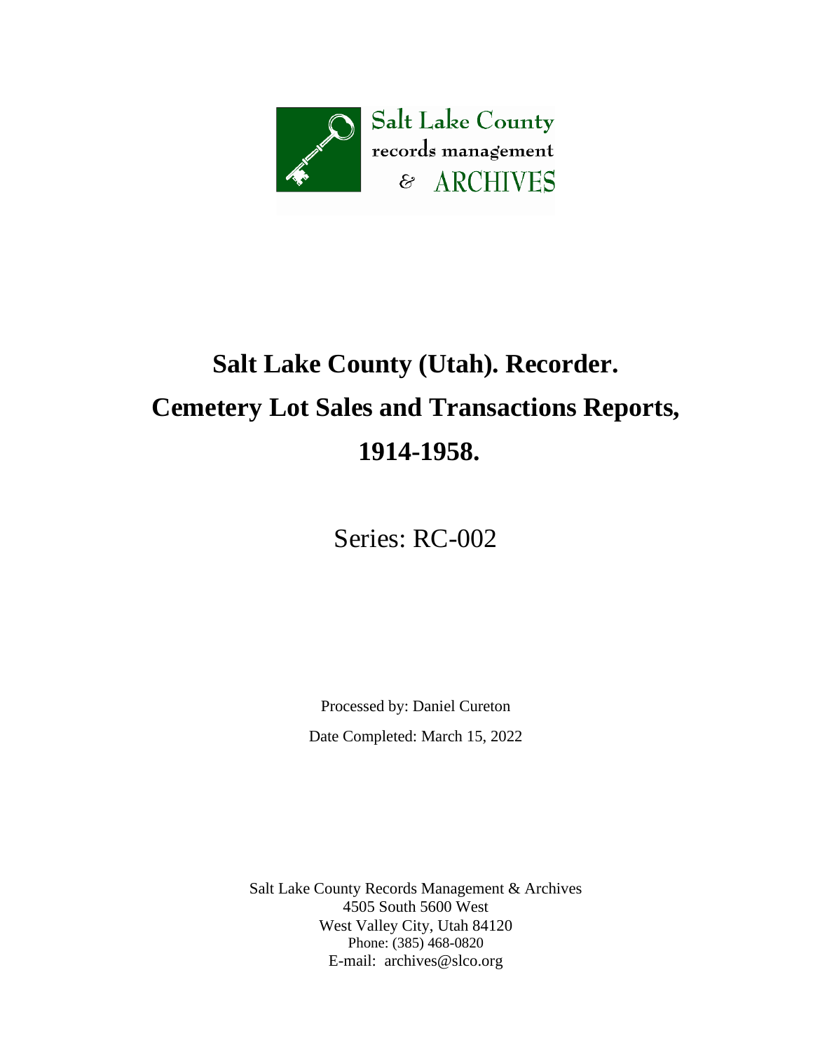Salt Lake County records management & ARCHIVES

# Salt Lake County (Utah). Recorder. Cemetery Lot Sales and Transactions Reports, 1914-1958.

Series: RC-002

Processed by: Daniel Cureton

Date Completed: March 15, 2022

Salt Lake County Records Management & Archives
4505 South 5600 West
West Valley City, Utah 84120
Phone: (385) 468-0820
E-mail: archives@slco.org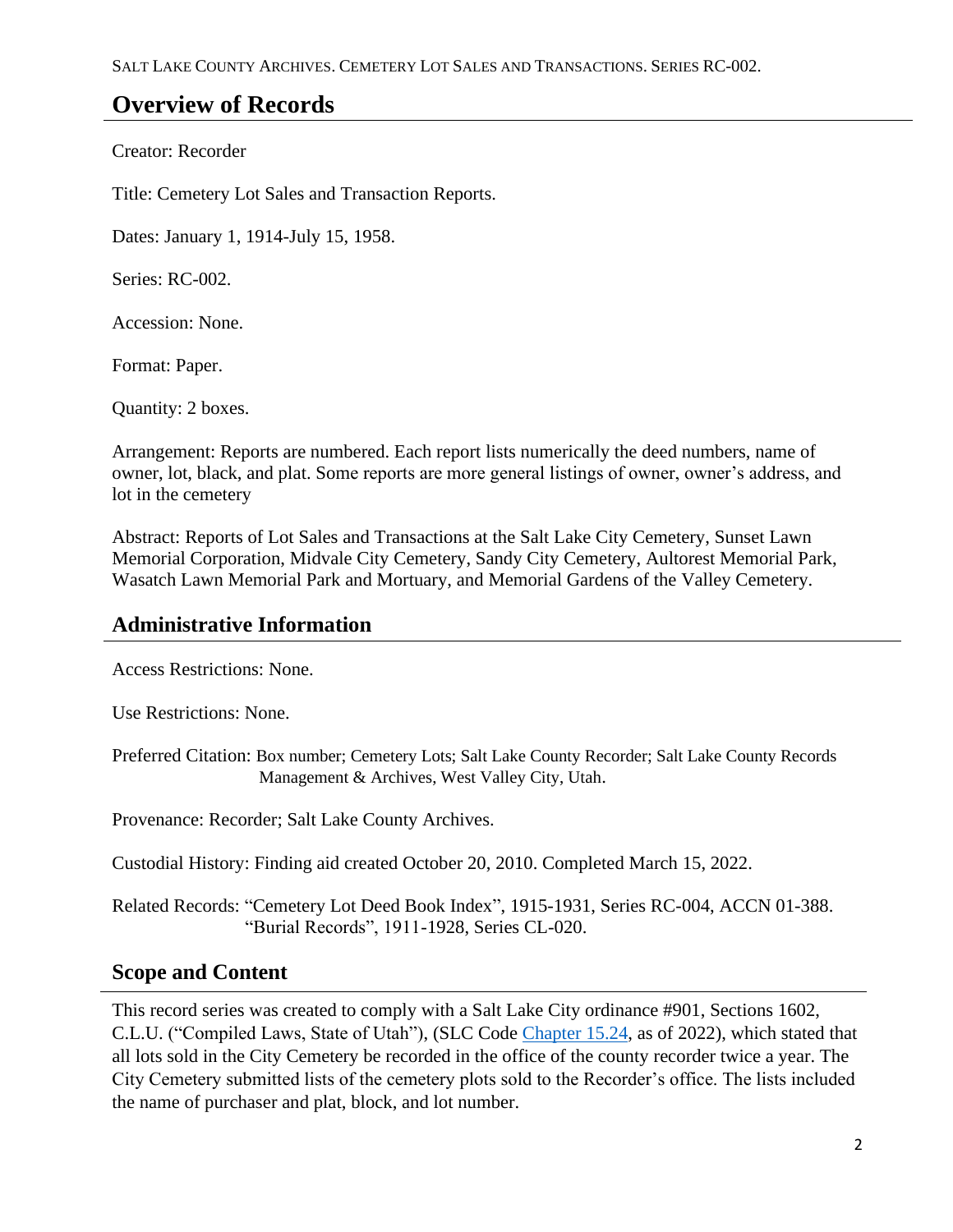## Overview of Records

Creator: Recorder

Title: Cemetery Lot Sales and Transaction Reports.

Dates: January 1, 1914-July 15, 1958.

Series: RC-002.

Accession: None.

Format: Paper.

Quantity: 2 boxes.

Arrangement: Reports are numbered. Each report lists numerically the deed numbers, name of owner, lot, black, and plat. Some reports are more general listings of owner, owner's address, and lot in the cemetery

Abstract: Reports of Lot Sales and Transactions at the Salt Lake City Cemetery, Sunset Lawn Memorial Corporation, Midvale City Cemetery, Sandy City Cemetery, Aultorest Memorial Park, Wasatch Lawn Memorial Park and Mortuary, and Memorial Gardens of the Valley Cemetery.

## Administrative Information

Access Restrictions: None.

Use Restrictions: None.

Preferred Citation: Box number; Cemetery Lots; Salt Lake County Recorder; Salt Lake County Records Management & Archives, West Valley City, Utah.

Provenance: Recorder; Salt Lake County Archives.

Custodial History: Finding aid created October 20, 2010. Completed March 15, 2022.

Related Records: "Cemetery Lot Deed Book Index", 1915-1931, Series RC-004, ACCN 01-388.
"Burial Records", 1911-1928, Series CL-020.

## Scope and Content

This record series was created to comply with a Salt Lake City ordinance #901, Sections 1602, C.L.U. ("Compiled Laws, State of Utah"), (SLC Code Chapter 15.24, as of 2022), which stated that all lots sold in the City Cemetery be recorded in the office of the county recorder twice a year. The City Cemetery submitted lists of the cemetery plots sold to the Recorder's office. The lists included the name of purchaser and plat, block, and lot number.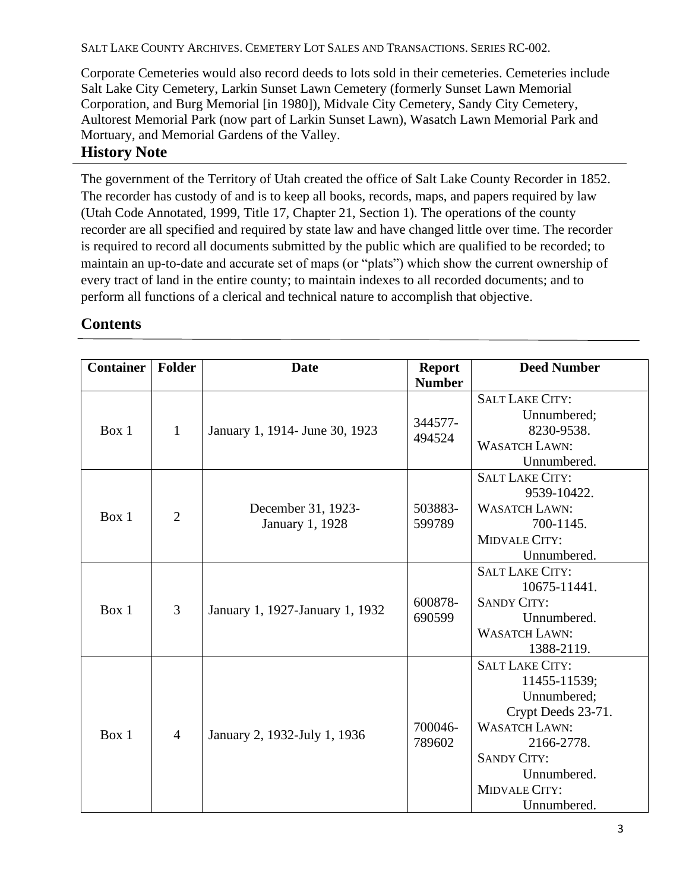Corporate Cemeteries would also record deeds to lots sold in their cemeteries. Cemeteries include Salt Lake City Cemetery, Larkin Sunset Lawn Cemetery (formerly Sunset Lawn Memorial Corporation, and Burg Memorial [in 1980]), Midvale City Cemetery, Sandy City Cemetery, Aultorest Memorial Park (now part of Larkin Sunset Lawn), Wasatch Lawn Memorial Park and Mortuary, and Memorial Gardens of the Valley.

## History Note

The government of the Territory of Utah created the office of Salt Lake County Recorder in 1852. The recorder has custody of and is to keep all books, records, maps, and papers required by law (Utah Code Annotated, 1999, Title 17, Chapter 21, Section 1). The operations of the county recorder are all specified and required by state law and have changed little over time. The recorder is required to record all documents submitted by the public which are qualified to be recorded; to maintain an up-to-date and accurate set of maps (or "plats") which show the current ownership of every tract of land in the entire county; to maintain indexes to all recorded documents; and to perform all functions of a clerical and technical nature to accomplish that objective.

## Contents

| Container | Folder | Date | Report Number | Deed Number |
|---|---|---|---|---|
| Box 1 | 1 | January 1, 1914- June 30, 1923 | 344577-494524 | SALT LAKE CITY: Unnumbered; 8230-9538. WASATCH LAWN: Unnumbered. |
| Box 1 | 2 | December 31, 1923-January 1, 1928 | 503883-599789 | SALT LAKE CITY: 9539-10422. WASATCH LAWN: 700-1145. MIDVALE CITY: Unnumbered. |
| Box 1 | 3 | January 1, 1927-January 1, 1932 | 600878-690599 | SALT LAKE CITY: 10675-11441. SANDY CITY: Unnumbered. WASATCH LAWN: 1388-2119. |
| Box 1 | 4 | January 2, 1932-July 1, 1936 | 700046-789602 | SALT LAKE CITY: 11455-11539; Unnumbered; Crypt Deeds 23-71. WASATCH LAWN: 2166-2778. SANDY CITY: Unnumbered. MIDVALE CITY: Unnumbered. |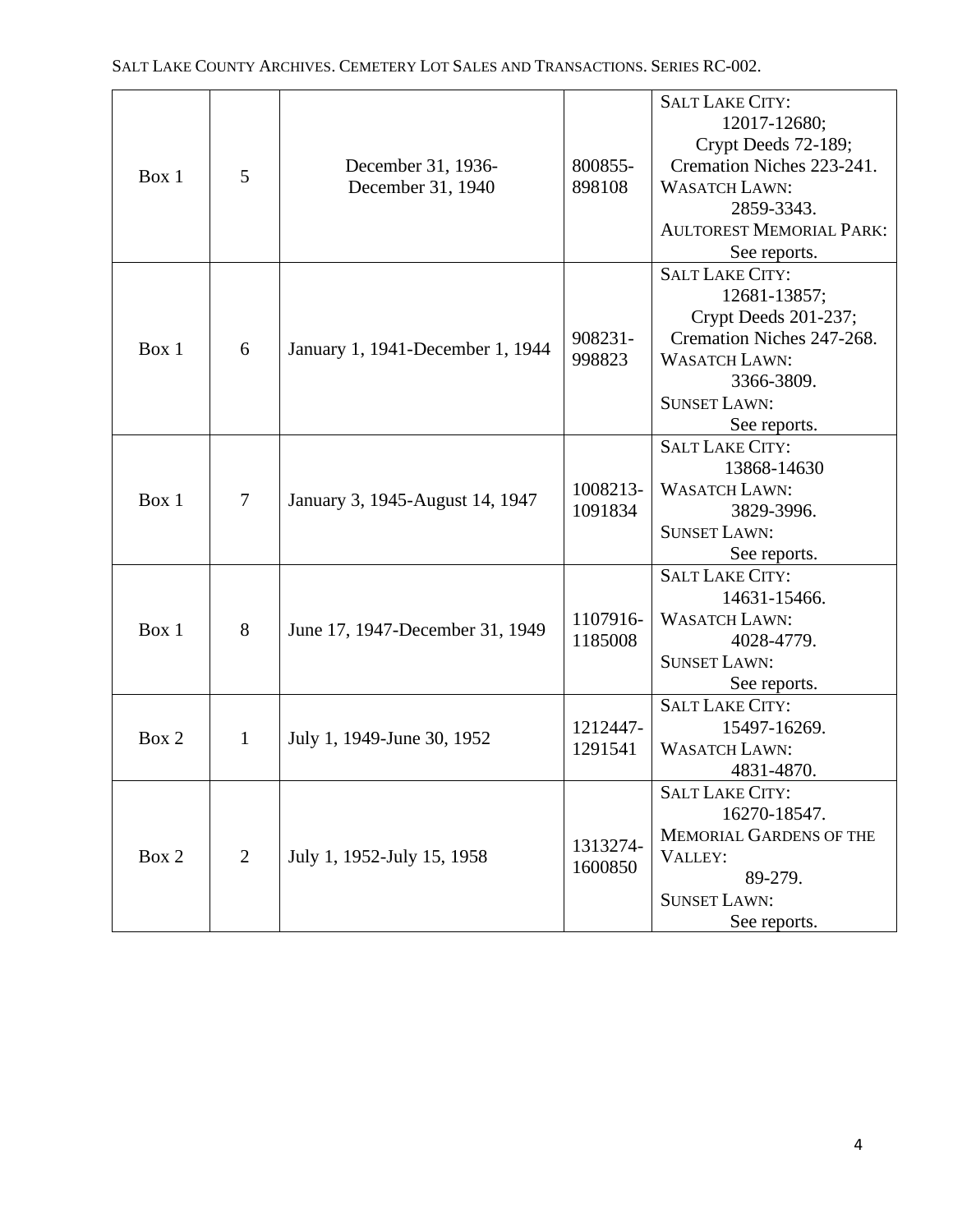| | | | | |
|---|---|---|---|---|
| Box 1 | 5 | December 31, 1936-December 31, 1940 | 800855-898108 | SALT LAKE CITY: 12017-12680; Crypt Deeds 72-189; Cremation Niches 223-241. WASATCH LAWN: 2859-3343. AULTOREST MEMORIAL PARK: See reports. |
| Box 1 | 6 | January 1, 1941-December 1, 1944 | 908231-998823 | SALT LAKE CITY: 12681-13857; Crypt Deeds 201-237; Cremation Niches 247-268. WASATCH LAWN: 3366-3809. SUNSET LAWN: See reports. |
| Box 1 | 7 | January 3, 1945-August 14, 1947 | 1008213-1091834 | SALT LAKE CITY: 13868-14630 WASATCH LAWN: 3829-3996. SUNSET LAWN: See reports. |
| Box 1 | 8 | June 17, 1947-December 31, 1949 | 1107916-1185008 | SALT LAKE CITY: 14631-15466. WASATCH LAWN: 4028-4779. SUNSET LAWN: See reports. |
| Box 2 | 1 | July 1, 1949-June 30, 1952 | 1212447-1291541 | SALT LAKE CITY: 15497-16269. WASATCH LAWN: 4831-4870. |
| Box 2 | 2 | July 1, 1952-July 15, 1958 | 1313274-1600850 | SALT LAKE CITY: 16270-18547. MEMORIAL GARDENS OF THE VALLEY: 89-279. SUNSET LAWN: See reports. |